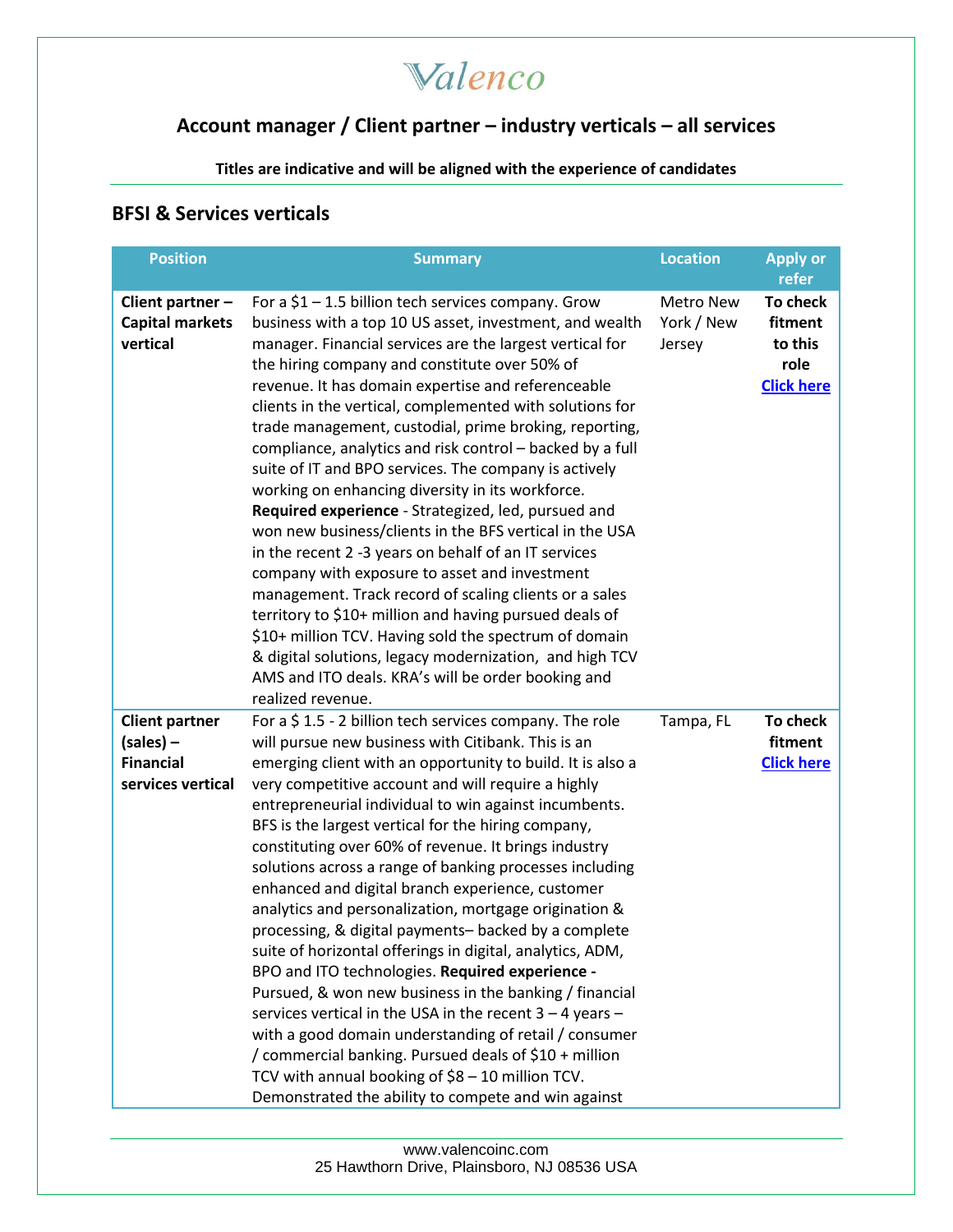# Valenco

## Account manager / Client partner – industry verticals – all services

**Titles are indicative and will be aligned with the experience of candidates**

### BFSI & Services verticals

| Position | Summary | Location | Apply or refer |
|---|---|---|---|
| **Client partner – Capital markets vertical** | For a $1 – 1.5 billion tech services company. Grow business with a top 10 US asset, investment, and wealth manager. Financial services are the largest vertical for the hiring company and constitute over 50% of revenue. It has domain expertise and referenceable clients in the vertical, complemented with solutions for trade management, custodial, prime broking, reporting, compliance, analytics and risk control – backed by a full suite of IT and BPO services. The company is actively working on enhancing diversity in its workforce. **Required experience** - Strategized, led, pursued and won new business/clients in the BFS vertical in the USA in the recent 2 -3 years on behalf of an IT services company with exposure to asset and investment management. Track record of scaling clients or a sales territory to $10+ million and having pursued deals of $10+ million TCV. Having sold the spectrum of domain & digital solutions, legacy modernization, and high TCV AMS and ITO deals. KRA's will be order booking and realized revenue. | Metro New York / New Jersey | **To check fitment to this role [Click here]** |
| **Client partner (sales) – Financial services vertical** | For a $ 1.5 - 2 billion tech services company. The role will pursue new business with Citibank. This is an emerging client with an opportunity to build. It is also a very competitive account and will require a highly entrepreneurial individual to win against incumbents. BFS is the largest vertical for the hiring company, constituting over 60% of revenue. It brings industry solutions across a range of banking processes including enhanced and digital branch experience, customer analytics and personalization, mortgage origination & processing, & digital payments– backed by a complete suite of horizontal offerings in digital, analytics, ADM, BPO and ITO technologies. **Required experience -** Pursued, & won new business in the banking / financial services vertical in the USA in the recent 3 – 4 years – with a good domain understanding of retail / consumer / commercial banking. Pursued deals of $10 + million TCV with annual booking of $8 – 10 million TCV. Demonstrated the ability to compete and win against | Tampa, FL | **To check fitment [Click here]** |

www.valencoinc.com
25 Hawthorn Drive, Plainsboro, NJ 08536 USA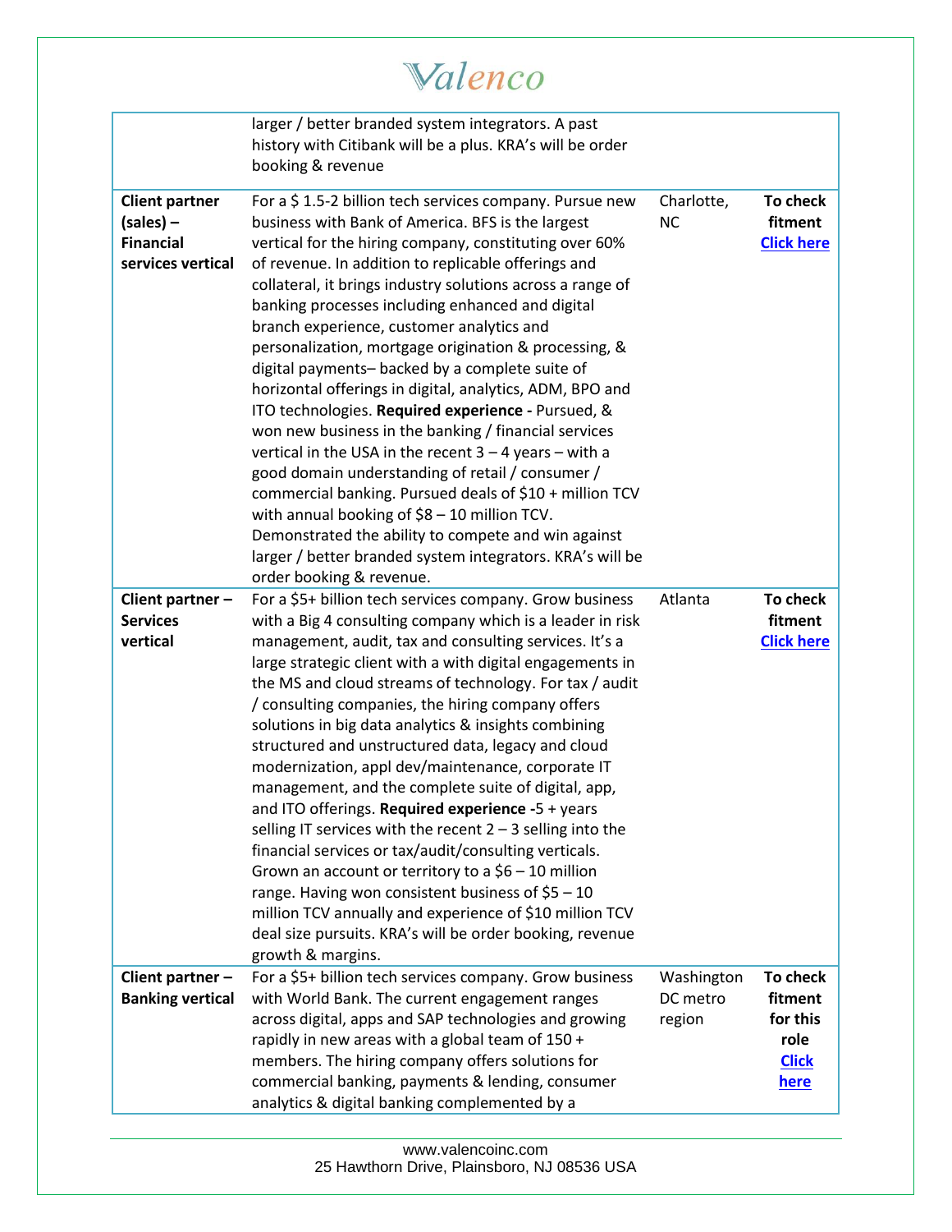| | | | |
|---|---|---|---|
| | larger / better branded system integrators. A past history with Citibank will be a plus. KRA's will be order booking & revenue | | |
| **Client partner (sales) – Financial services vertical** | For a $ 1.5-2 billion tech services company. Pursue new business with Bank of America. BFS is the largest vertical for the hiring company, constituting over 60% of revenue. In addition to replicable offerings and collateral, it brings industry solutions across a range of banking processes including enhanced and digital branch experience, customer analytics and personalization, mortgage origination & processing, & digital payments– backed by a complete suite of horizontal offerings in digital, analytics, ADM, BPO and ITO technologies. **Required experience -** Pursued, & won new business in the banking / financial services vertical in the USA in the recent 3 – 4 years – with a good domain understanding of retail / consumer / commercial banking. Pursued deals of $10 + million TCV with annual booking of $8 – 10 million TCV. Demonstrated the ability to compete and win against larger / better branded system integrators. KRA's will be order booking & revenue. | Charlotte, NC | **To check fitment** **Click here** |
| **Client partner – Services vertical** | For a $5+ billion tech services company. Grow business with a Big 4 consulting company which is a leader in risk management, audit, tax and consulting services. It's a large strategic client with a with digital engagements in the MS and cloud streams of technology. For tax / audit / consulting companies, the hiring company offers solutions in big data analytics & insights combining structured and unstructured data, legacy and cloud modernization, appl dev/maintenance, corporate IT management, and the complete suite of digital, app, and ITO offerings. **Required experience -**5 + years selling IT services with the recent 2 – 3 selling into the financial services or tax/audit/consulting verticals. Grown an account or territory to a $6 – 10 million range. Having won consistent business of $5 – 10 million TCV annually and experience of $10 million TCV deal size pursuits. KRA's will be order booking, revenue growth & margins. | Atlanta | **To check fitment** **Click here** |
| **Client partner – Banking vertical** | For a $5+ billion tech services company. Grow business with World Bank. The current engagement ranges across digital, apps and SAP technologies and growing rapidly in new areas with a global team of 150 + members. The hiring company offers solutions for commercial banking, payments & lending, consumer analytics & digital banking complemented by a | Washington DC metro region | **To check fitment for this role** **Click here** |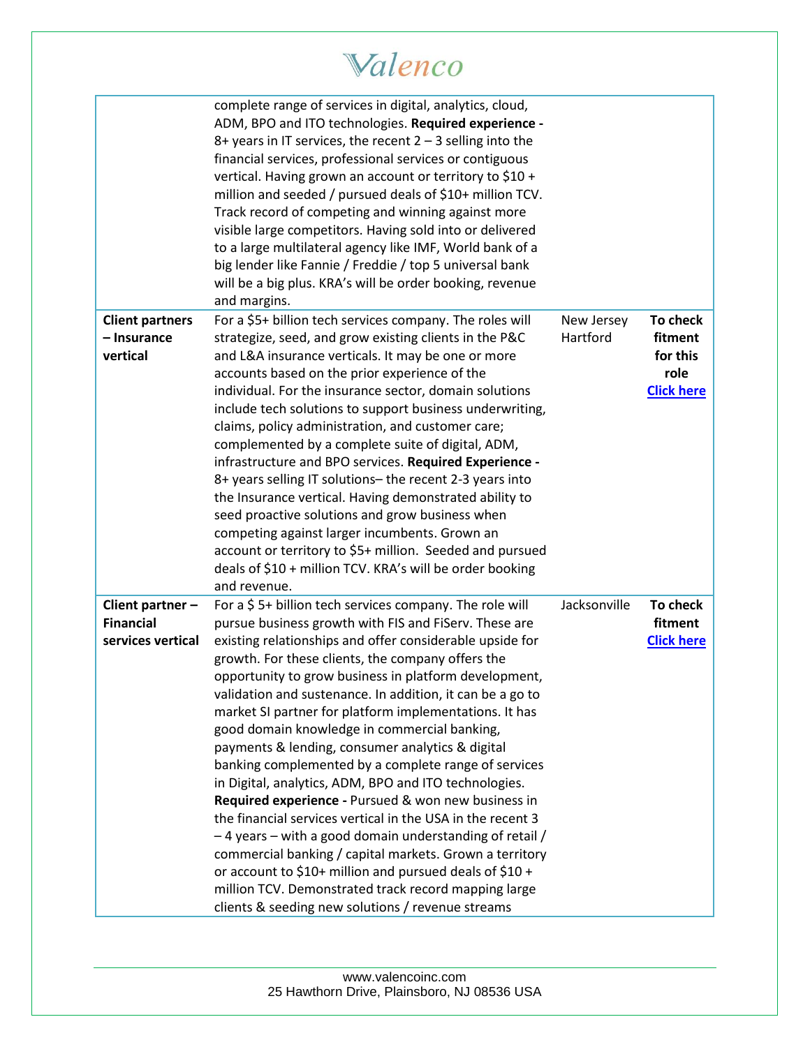| | | | |
|---|---|---|---|
| | complete range of services in digital, analytics, cloud, ADM, BPO and ITO technologies. **Required experience -** 8+ years in IT services, the recent 2 – 3 selling into the financial services, professional services or contiguous vertical. Having grown an account or territory to $10 + million and seeded / pursued deals of $10+ million TCV. Track record of competing and winning against more visible large competitors. Having sold into or delivered to a large multilateral agency like IMF, World bank of a big lender like Fannie / Freddie / top 5 universal bank will be a big plus. KRA's will be order booking, revenue and margins. | | |
| **Client partners – Insurance vertical** | For a $5+ billion tech services company. The roles will strategize, seed, and grow existing clients in the P&C and L&A insurance verticals. It may be one or more accounts based on the prior experience of the individual. For the insurance sector, domain solutions include tech solutions to support business underwriting, claims, policy administration, and customer care; complemented by a complete suite of digital, ADM, infrastructure and BPO services. **Required Experience -** 8+ years selling IT solutions– the recent 2-3 years into the Insurance vertical. Having demonstrated ability to seed proactive solutions and grow business when competing against larger incumbents. Grown an account or territory to $5+ million. Seeded and pursued deals of $10 + million TCV. KRA's will be order booking and revenue. | New Jersey Hartford | **To check fitment for this role [Click here]** |
| **Client partner – Financial services vertical** | For a $ 5+ billion tech services company. The role will pursue business growth with FIS and FiServ. These are existing relationships and offer considerable upside for growth. For these clients, the company offers the opportunity to grow business in platform development, validation and sustenance. In addition, it can be a go to market SI partner for platform implementations. It has good domain knowledge in commercial banking, payments & lending, consumer analytics & digital banking complemented by a complete range of services in Digital, analytics, ADM, BPO and ITO technologies. **Required experience -** Pursued & won new business in the financial services vertical in the USA in the recent 3 – 4 years – with a good domain understanding of retail / commercial banking / capital markets. Grown a territory or account to $10+ million and pursued deals of $10 + million TCV. Demonstrated track record mapping large clients & seeding new solutions / revenue streams | Jacksonville | **To check fitment [Click here]** |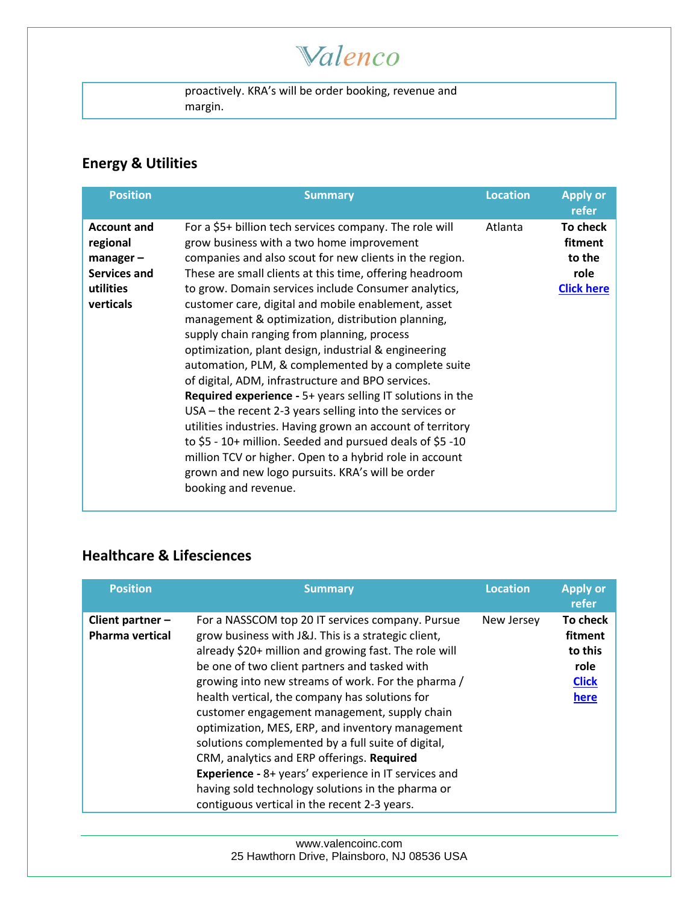| | proactively. KRA's will be order booking, revenue and margin. | | |
|---|---|---|---|

## Energy & Utilities

| Position | Summary | Location | Apply or refer |
|---|---|---|---|
| **Account and regional manager – Services and utilities verticals** | For a $5+ billion tech services company. The role will grow business with a two home improvement companies and also scout for new clients in the region. These are small clients at this time, offering headroom to grow. Domain services include Consumer analytics, customer care, digital and mobile enablement, asset management & optimization, distribution planning, supply chain ranging from planning, process optimization, plant design, industrial & engineering automation, PLM, & complemented by a complete suite of digital, ADM, infrastructure and BPO services. **Required experience -** 5+ years selling IT solutions in the USA – the recent 2-3 years selling into the services or utilities industries. Having grown an account of territory to $5 - 10+ million. Seeded and pursued deals of $5 -10 million TCV or higher. Open to a hybrid role in account grown and new logo pursuits. KRA's will be order booking and revenue. | Atlanta | **To check fitment to the role** [Click here] |

## Healthcare & Lifesciences

| Position | Summary | Location | Apply or refer |
|---|---|---|---|
| **Client partner – Pharma vertical** | For a NASSCOM top 20 IT services company. Pursue grow business with J&J. This is a strategic client, already $20+ million and growing fast. The role will be one of two client partners and tasked with growing into new streams of work. For the pharma / health vertical, the company has solutions for customer engagement management, supply chain optimization, MES, ERP, and inventory management solutions complemented by a full suite of digital, CRM, analytics and ERP offerings. **Required Experience -** 8+ years' experience in IT services and having sold technology solutions in the pharma or contiguous vertical in the recent 2-3 years. | New Jersey | **To check fitment to this role** [Click here] |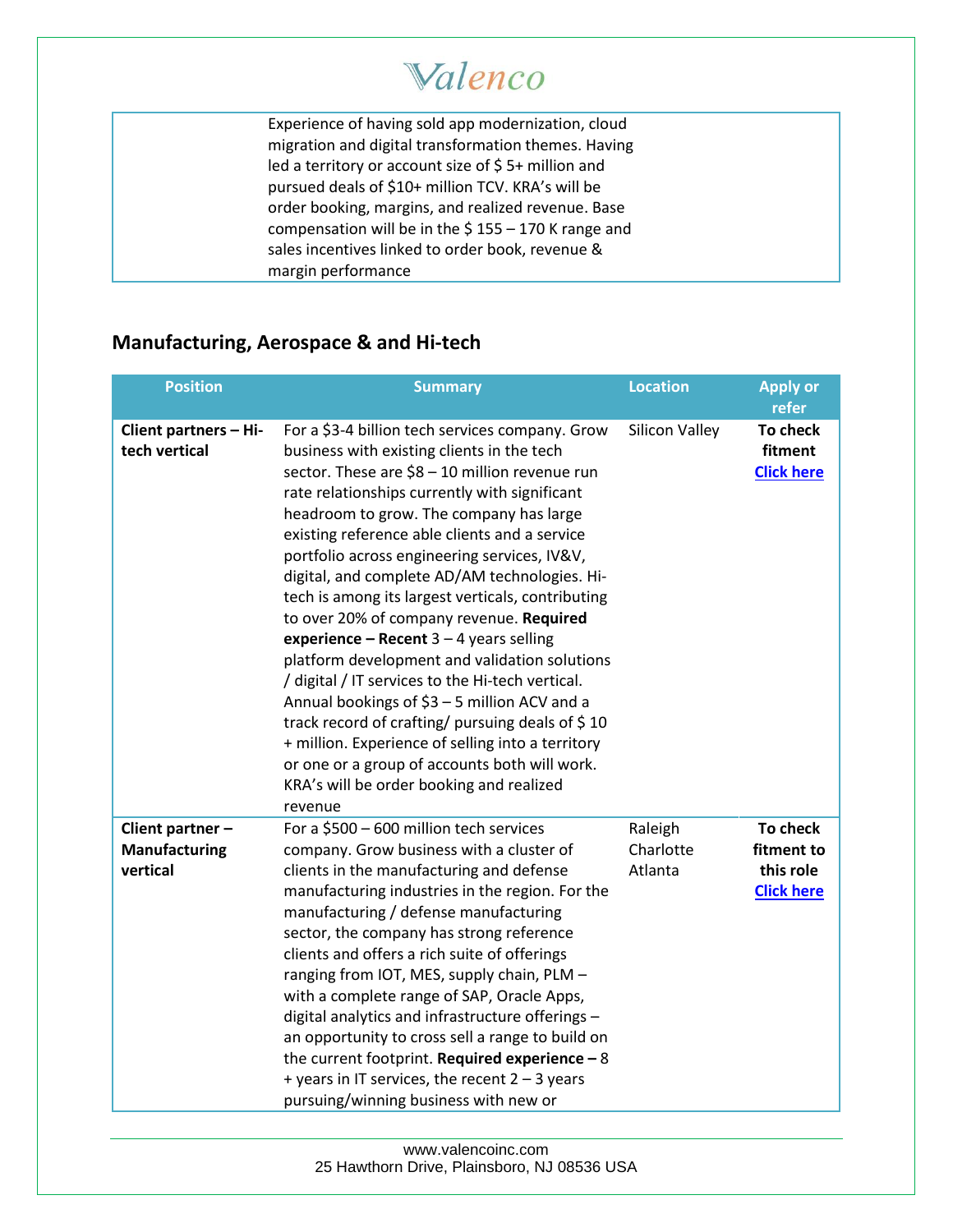| | Experience of having sold app modernization, cloud migration and digital transformation themes. Having led a territory or account size of $ 5+ million and pursued deals of $10+ million TCV. KRA's will be order booking, margins, and realized revenue. Base compensation will be in the $ 155 – 170 K range and sales incentives linked to order book, revenue & margin performance | | |
|---|---|---|---|

## Manufacturing, Aerospace & and Hi-tech

| Position | Summary | Location | Apply or refer |
|---|---|---|---|
| **Client partners – Hi-tech vertical** | For a $3-4 billion tech services company. Grow business with existing clients in the tech sector. These are $8 – 10 million revenue run rate relationships currently with significant headroom to grow. The company has large existing reference able clients and a service portfolio across engineering services, IV&V, digital, and complete AD/AM technologies. Hi-tech is among its largest verticals, contributing to over 20% of company revenue. **Required experience – Recent** 3 – 4 years selling platform development and validation solutions / digital / IT services to the Hi-tech vertical. Annual bookings of $3 – 5 million ACV and a track record of crafting/ pursuing deals of $ 10 + million. Experience of selling into a territory or one or a group of accounts both will work. KRA's will be order booking and realized revenue | Silicon Valley | **To check fitment** **Click here** |
| **Client partner – Manufacturing vertical** | For a $500 – 600 million tech services company. Grow business with a cluster of clients in the manufacturing and defense manufacturing industries in the region. For the manufacturing / defense manufacturing sector, the company has strong reference clients and offers a rich suite of offerings ranging from IOT, MES, supply chain, PLM – with a complete range of SAP, Oracle Apps, digital analytics and infrastructure offerings – an opportunity to cross sell a range to build on the current footprint. **Required experience –** 8 + years in IT services, the recent 2 – 3 years pursuing/winning business with new or | Raleigh Charlotte Atlanta | **To check fitment to this role** **Click here** |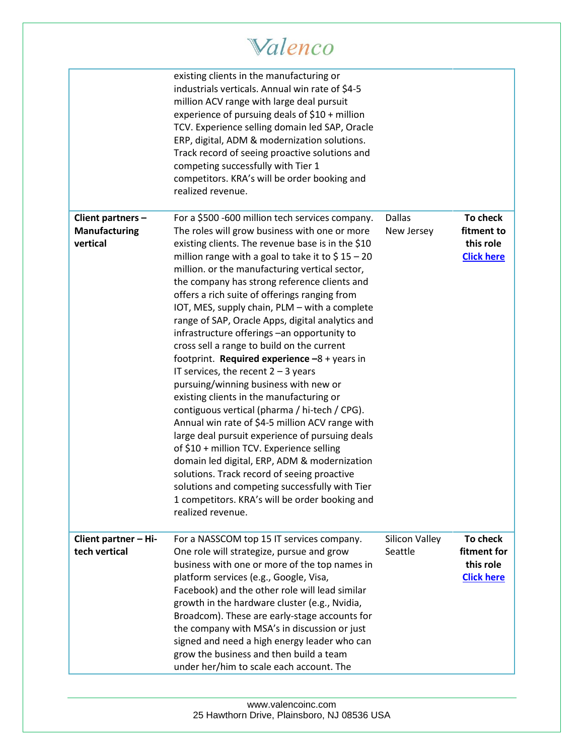| | | | |
|---|---|---|---|
| | existing clients in the manufacturing or industrials verticals. Annual win rate of $4-5 million ACV range with large deal pursuit experience of pursuing deals of $10 + million TCV. Experience selling domain led SAP, Oracle ERP, digital, ADM & modernization solutions. Track record of seeing proactive solutions and competing successfully with Tier 1 competitors. KRA's will be order booking and realized revenue. | | |
| **Client partners – Manufacturing vertical** | For a $500 -600 million tech services company. The roles will grow business with one or more existing clients. The revenue base is in the $10 million range with a goal to take it to $ 15 – 20 million. or the manufacturing vertical sector, the company has strong reference clients and offers a rich suite of offerings ranging from IOT, MES, supply chain, PLM – with a complete range of SAP, Oracle Apps, digital analytics and infrastructure offerings –an opportunity to cross sell a range to build on the current footprint. **Required experience** –8 + years in IT services, the recent 2 – 3 years pursuing/winning business with new or existing clients in the manufacturing or contiguous vertical (pharma / hi-tech / CPG). Annual win rate of $4-5 million ACV range with large deal pursuit experience of pursuing deals of $10 + million TCV. Experience selling domain led digital, ERP, ADM & modernization solutions. Track record of seeing proactive solutions and competing successfully with Tier 1 competitors. KRA's will be order booking and realized revenue. | Dallas New Jersey | **To check fitment to this role [Click here]()** |
| **Client partner – Hi-tech vertical** | For a NASSCOM top 15 IT services company. One role will strategize, pursue and grow business with one or more of the top names in platform services (e.g., Google, Visa, Facebook) and the other role will lead similar growth in the hardware cluster (e.g., Nvidia, Broadcom). These are early-stage accounts for the company with MSA's in discussion or just signed and need a high energy leader who can grow the business and then build a team under her/him to scale each account. The | Silicon Valley Seattle | **To check fitment for this role [Click here]()** |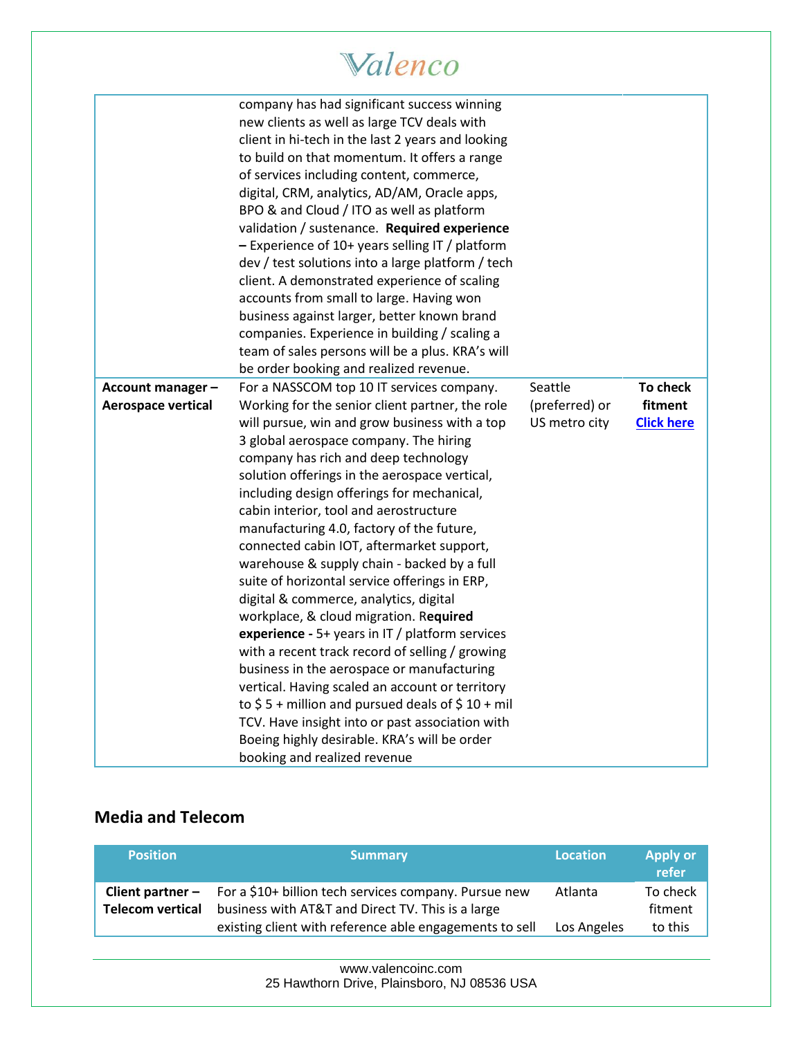| | | | |
|---|---|---|---|
| | company has had significant success winning new clients as well as large TCV deals with client in hi-tech in the last 2 years and looking to build on that momentum. It offers a range of services including content, commerce, digital, CRM, analytics, AD/AM, Oracle apps, BPO & and Cloud / ITO as well as platform validation / sustenance. **Required experience –** Experience of 10+ years selling IT / platform dev / test solutions into a large platform / tech client. A demonstrated experience of scaling accounts from small to large. Having won business against larger, better known brand companies. Experience in building / scaling a team of sales persons will be a plus. KRA's will be order booking and realized revenue. | | |
| **Account manager – Aerospace vertical** | For a NASSCOM top 10 IT services company. Working for the senior client partner, the role will pursue, win and grow business with a top 3 global aerospace company. The hiring company has rich and deep technology solution offerings in the aerospace vertical, including design offerings for mechanical, cabin interior, tool and aerostructure manufacturing 4.0, factory of the future, connected cabin IOT, aftermarket support, warehouse & supply chain - backed by a full suite of horizontal service offerings in ERP, digital & commerce, analytics, digital workplace, & cloud migration. R**equired experience -** 5+ years in IT / platform services with a recent track record of selling / growing business in the aerospace or manufacturing vertical. Having scaled an account or territory to $ 5 + million and pursued deals of $ 10 + mil TCV. Have insight into or past association with Boeing highly desirable. KRA's will be order booking and realized revenue | Seattle (preferred) or US metro city | **To check fitment** **Click here** |

## Media and Telecom

| Position | Summary | Location | Apply or refer |
|---|---|---|---|
| **Client partner – Telecom vertical** | For a $10+ billion tech services company. Pursue new business with AT&T and Direct TV. This is a large existing client with reference able engagements to sell | Atlanta<br><br>Los Angeles | To check fitment to this |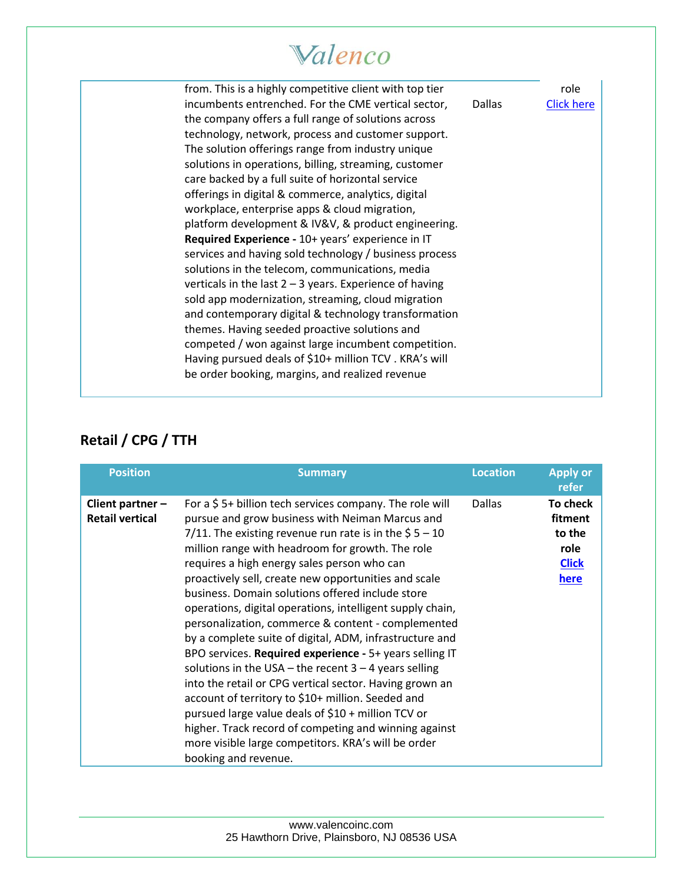| | | | |
|---|---|---|---|
| | from. This is a highly competitive client with top tier incumbents entrenched. For the CME vertical sector, the company offers a full range of solutions across technology, network, process and customer support. The solution offerings range from industry unique solutions in operations, billing, streaming, customer care backed by a full suite of horizontal service offerings in digital & commerce, analytics, digital workplace, enterprise apps & cloud migration, platform development & IV&V, & product engineering. **Required Experience -** 10+ years' experience in IT services and having sold technology / business process solutions in the telecom, communications, media verticals in the last 2 – 3 years. Experience of having sold app modernization, streaming, cloud migration and contemporary digital & technology transformation themes. Having seeded proactive solutions and competed / won against large incumbent competition. Having pursued deals of $10+ million TCV . KRA's will be order booking, margins, and realized revenue | Dallas | role Click here |

## Retail / CPG / TTH

| Position | Summary | Location | Apply or refer |
|---|---|---|---|
| **Client partner – Retail vertical** | For a $ 5+ billion tech services company. The role will pursue and grow business with Neiman Marcus and 7/11. The existing revenue run rate is in the $ 5 – 10 million range with headroom for growth. The role requires a high energy sales person who can proactively sell, create new opportunities and scale business. Domain solutions offered include store operations, digital operations, intelligent supply chain, personalization, commerce & content - complemented by a complete suite of digital, ADM, infrastructure and BPO services. **Required experience -** 5+ years selling IT solutions in the USA – the recent 3 – 4 years selling into the retail or CPG vertical sector. Having grown an account of territory to $10+ million. Seeded and pursued large value deals of $10 + million TCV or higher. Track record of competing and winning against more visible large competitors. KRA's will be order booking and revenue. | Dallas | **To check fitment to the role Click here** |